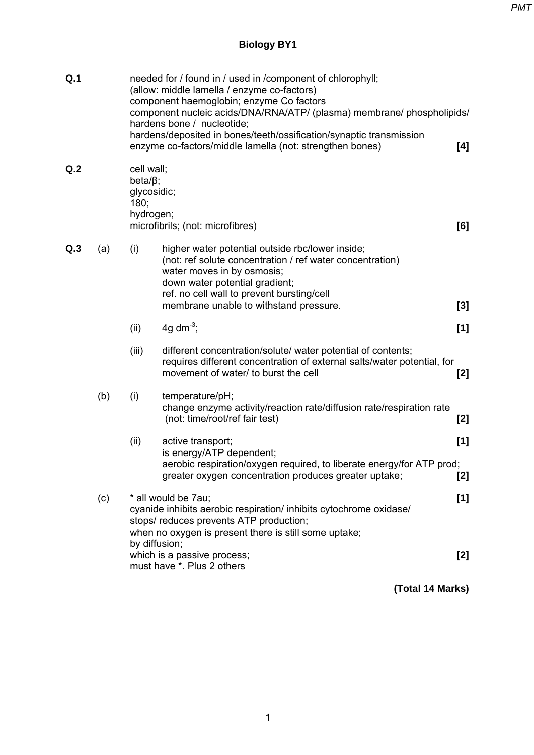# Biology BY1

**Q.1**

needed for / found in / used in /component of chlorophyll;
(allow: middle lamella / enzyme co-factors)
component haemoglobin; enzyme Co factors
component nucleic acids/DNA/RNA/ATP/ (plasma) membrane/ phospholipids/ hardens bone / nucleotide;
hardens/deposited in bones/teeth/ossification/synaptic transmission
enzyme co-factors/middle lamella (not: strengthen bones) **[4]**

**Q.2**

cell wall;
beta/β;
glycosidic;
180;
hydrogen;
microfibrils; (not: microfibres) **[6]**

**Q.3**

(a) (i) higher water potential outside rbc/lower inside;
(not: ref solute concentration / ref water concentration)
water moves in by osmosis;
down water potential gradient;
ref. no cell wall to prevent bursting/cell membrane unable to withstand pressure. **[3]**

(ii) 4g $dm^{-3}$; **[1]**

(iii) different concentration/solute/ water potential of contents;
requires different concentration of external salts/water potential, for movement of water/ to burst the cell **[2]**

(b) (i) temperature/pH;
change enzyme activity/reaction rate/diffusion rate/respiration rate
(not: time/root/ref fair test) **[2]**

(ii) active transport; **[1]**
is energy/ATP dependent;
aerobic respiration/oxygen required, to liberate energy/for ATP prod;
greater oxygen concentration produces greater uptake; **[2]**

(c) * all would be 7au; **[1]**
cyanide inhibits aerobic respiration/ inhibits cytochrome oxidase/
stops/ reduces prevents ATP production;
when no oxygen is present there is still some uptake;
by diffusion;
which is a passive process; **[2]**
must have *. Plus 2 others

**(Total 14 Marks)**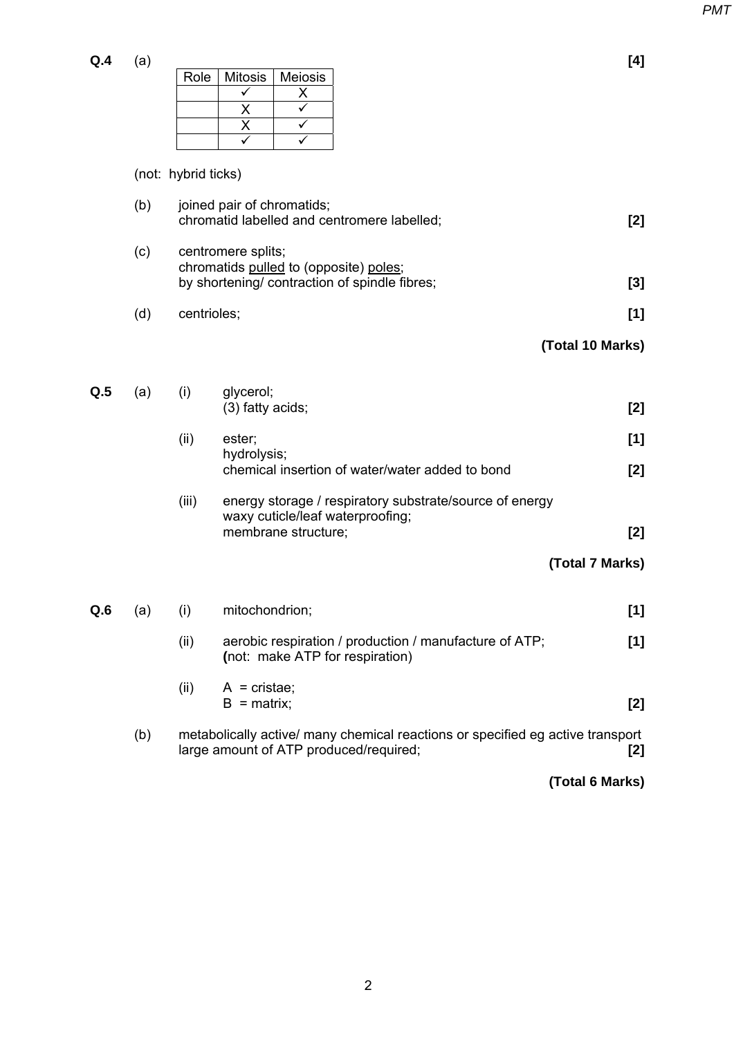**Q.4** (a) **[4]**

| Role | Mitosis | Meiosis |
|---|---|---|
| | ✓ | X |
| | X | ✓ |
| | X | ✓ |
| | ✓ | ✓ |

(not: hybrid ticks)

(b) joined pair of chromatids;
chromatid labelled and centromere labelled; **[2]**

(c) centromere splits;
chromatids <u>pulled</u> to (opposite) <u>poles</u>;
by shortening/ contraction of spindle fibres; **[3]**

(d) centrioles; **[1]**

**(Total 10 Marks)**

**Q.5** (a) (i) glycerol;
(3) fatty acids; **[2]**

(ii) ester; **[1]**
hydrolysis;
chemical insertion of water/water added to bond **[2]**

(iii) energy storage / respiratory substrate/source of energy
waxy cuticle/leaf waterproofing;
membrane structure; **[2]**

**(Total 7 Marks)**

**Q.6** (a) (i) mitochondrion; **[1]**

(ii) aerobic respiration / production / manufacture of ATP; **[1]**
**(**not: make ATP for respiration)

(ii) A = cristae;
B = matrix; **[2]**

(b) metabolically active/ many chemical reactions or specified eg active transport
large amount of ATP produced/required; **[2]**

**(Total 6 Marks)**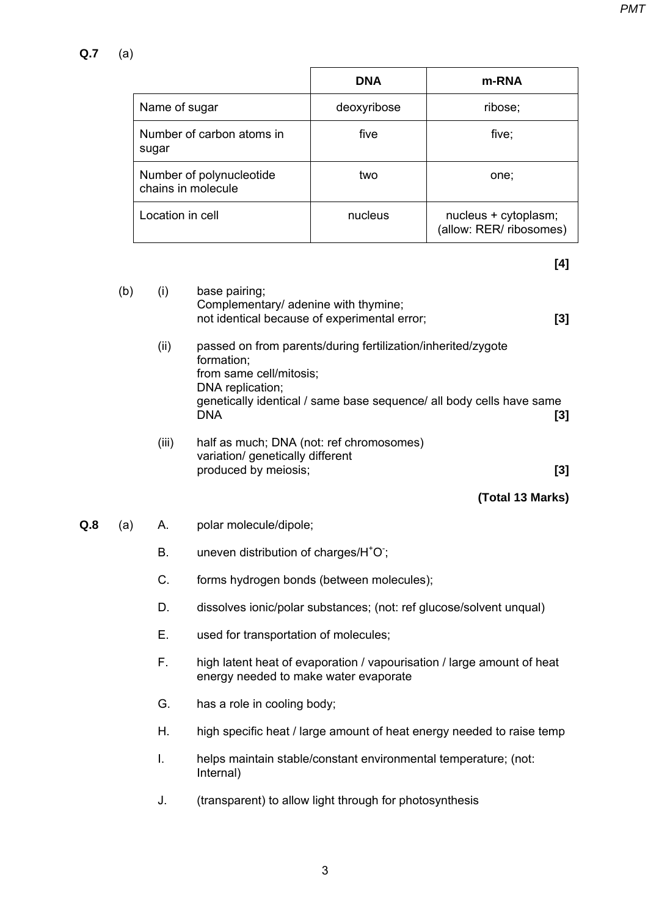**Q.7** (a)

| | DNA | m-RNA |
|---|---|---|
| Name of sugar | deoxyribose | ribose; |
| Number of carbon atoms in sugar | five | five; |
| Number of polynucleotide chains in molecule | two | one; |
| Location in cell | nucleus | nucleus + cytoplasm; (allow: RER/ ribosomes) |

**[4]**

(b) (i) base pairing;
Complementary/ adenine with thymine;
not identical because of experimental error; **[3]**

(ii) passed on from parents/during fertilization/inherited/zygote formation;
from same cell/mitosis;
DNA replication;
genetically identical / same base sequence/ all body cells have same DNA **[3]**

(iii) half as much; DNA (not: ref chromosomes)
variation/ genetically different
produced by meiosis; **[3]**

**(Total 13 Marks)**

**Q.8** (a) A. polar molecule/dipole;

B. uneven distribution of charges/$H^+O^-$;

C. forms hydrogen bonds (between molecules);

D. dissolves ionic/polar substances; (not: ref glucose/solvent unqual)

E. used for transportation of molecules;

F. high latent heat of evaporation / vapourisation / large amount of heat energy needed to make water evaporate

G. has a role in cooling body;

H. high specific heat / large amount of heat energy needed to raise temp

I. helps maintain stable/constant environmental temperature; (not: Internal)

J. (transparent) to allow light through for photosynthesis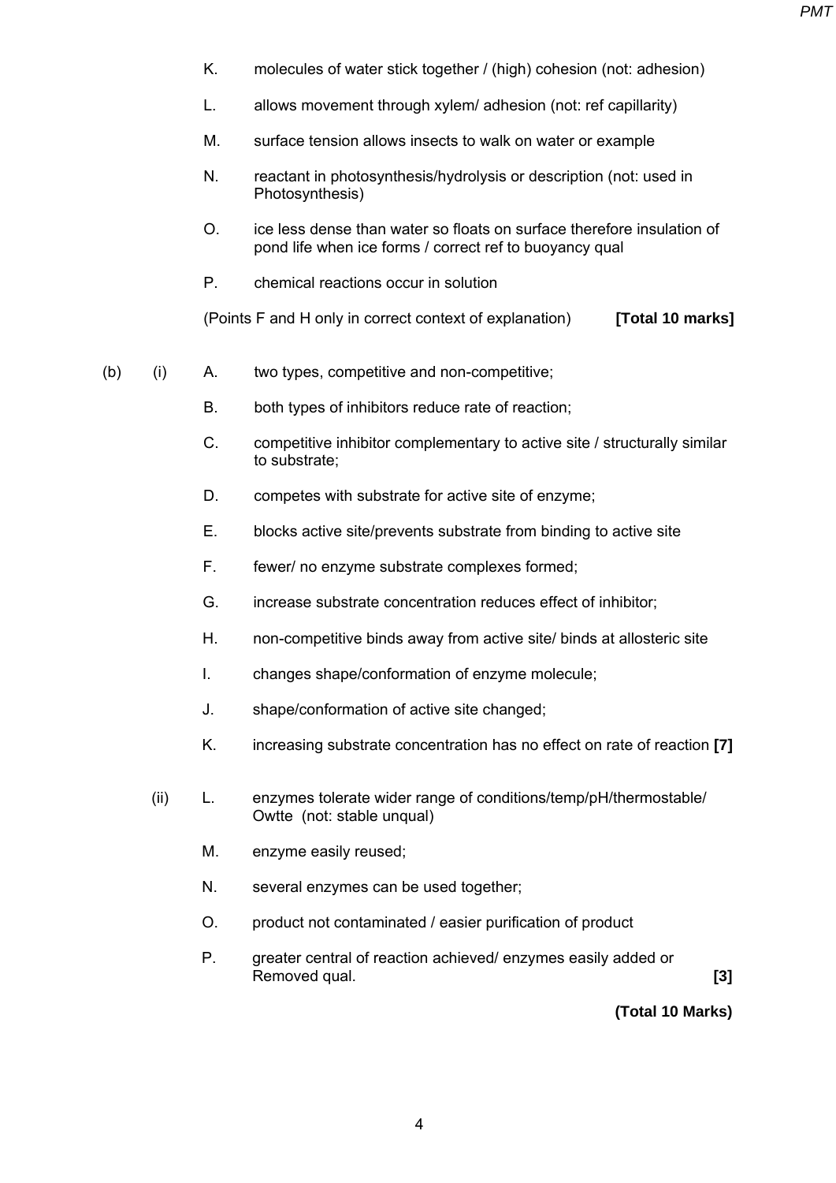K. molecules of water stick together / (high) cohesion (not: adhesion)

L. allows movement through xylem/ adhesion (not: ref capillarity)

M. surface tension allows insects to walk on water or example

N. reactant in photosynthesis/hydrolysis or description (not: used in Photosynthesis)

O. ice less dense than water so floats on surface therefore insulation of pond life when ice forms / correct ref to buoyancy qual

P. chemical reactions occur in solution

(Points F and H only in correct context of explanation) **[Total 10 marks]**

(b) (i)

A. two types, competitive and non-competitive;

B. both types of inhibitors reduce rate of reaction;

C. competitive inhibitor complementary to active site / structurally similar to substrate;

D. competes with substrate for active site of enzyme;

E. blocks active site/prevents substrate from binding to active site

F. fewer/ no enzyme substrate complexes formed;

G. increase substrate concentration reduces effect of inhibitor;

H. non-competitive binds away from active site/ binds at allosteric site

I. changes shape/conformation of enzyme molecule;

J. shape/conformation of active site changed;

K. increasing substrate concentration has no effect on rate of reaction **[7]**

(ii)

L. enzymes tolerate wider range of conditions/temp/pH/thermostable/ Owtte (not: stable unqual)

M. enzyme easily reused;

N. several enzymes can be used together;

O. product not contaminated / easier purification of product

P. greater central of reaction achieved/ enzymes easily added or Removed qual. **[3]**

**(Total 10 Marks)**